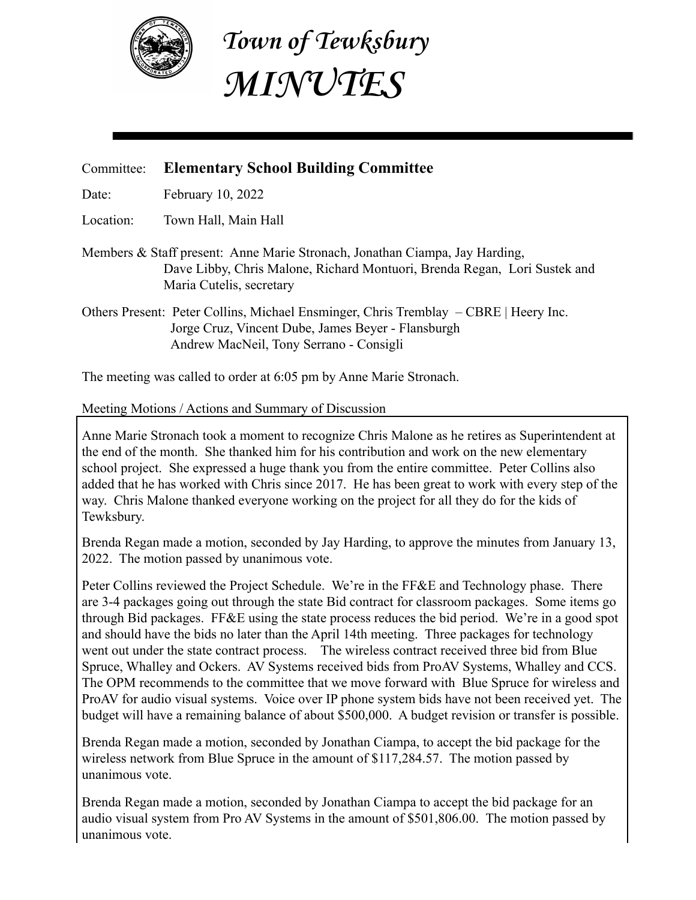# *Town of Tewksbury*
# *MINUTES*

Committee: **Elementary School Building Committee**

Date: February 10, 2022

Location: Town Hall, Main Hall

Members & Staff present: Anne Marie Stronach, Jonathan Ciampa, Jay Harding, Dave Libby, Chris Malone, Richard Montuori, Brenda Regan, Lori Sustek and Maria Cutelis, secretary

Others Present: Peter Collins, Michael Ensminger, Chris Tremblay – CBRE | Heery Inc.
Jorge Cruz, Vincent Dube, James Beyer - Flansburgh
Andrew MacNeil, Tony Serrano - Consigli

The meeting was called to order at 6:05 pm by Anne Marie Stronach.

Meeting Motions / Actions and Summary of Discussion

Anne Marie Stronach took a moment to recognize Chris Malone as he retires as Superintendent at the end of the month. She thanked him for his contribution and work on the new elementary school project. She expressed a huge thank you from the entire committee. Peter Collins also added that he has worked with Chris since 2017. He has been great to work with every step of the way. Chris Malone thanked everyone working on the project for all they do for the kids of Tewksbury.

Brenda Regan made a motion, seconded by Jay Harding, to approve the minutes from January 13, 2022. The motion passed by unanimous vote.

Peter Collins reviewed the Project Schedule. We're in the FF&E and Technology phase. There are 3-4 packages going out through the state Bid contract for classroom packages. Some items go through Bid packages. FF&E using the state process reduces the bid period. We're in a good spot and should have the bids no later than the April 14th meeting. Three packages for technology went out under the state contract process. The wireless contract received three bid from Blue Spruce, Whalley and Ockers. AV Systems received bids from ProAV Systems, Whalley and CCS. The OPM recommends to the committee that we move forward with Blue Spruce for wireless and ProAV for audio visual systems. Voice over IP phone system bids have not been received yet. The budget will have a remaining balance of about $500,000. A budget revision or transfer is possible.

Brenda Regan made a motion, seconded by Jonathan Ciampa, to accept the bid package for the wireless network from Blue Spruce in the amount of $117,284.57. The motion passed by unanimous vote.

Brenda Regan made a motion, seconded by Jonathan Ciampa to accept the bid package for an audio visual system from Pro AV Systems in the amount of $501,806.00. The motion passed by unanimous vote.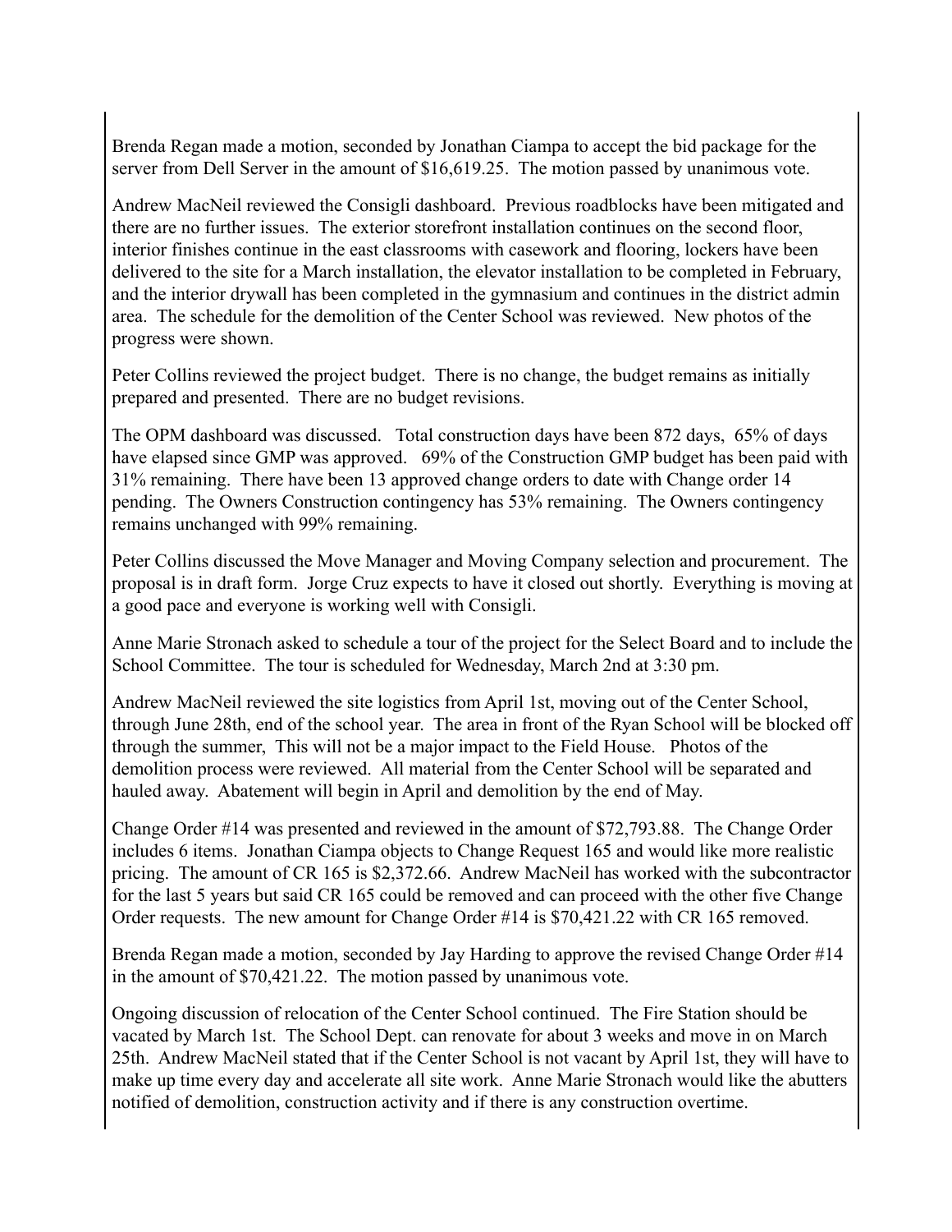Brenda Regan made a motion, seconded by Jonathan Ciampa to accept the bid package for the server from Dell Server in the amount of $16,619.25. The motion passed by unanimous vote.

Andrew MacNeil reviewed the Consigli dashboard. Previous roadblocks have been mitigated and there are no further issues. The exterior storefront installation continues on the second floor, interior finishes continue in the east classrooms with casework and flooring, lockers have been delivered to the site for a March installation, the elevator installation to be completed in February, and the interior drywall has been completed in the gymnasium and continues in the district admin area. The schedule for the demolition of the Center School was reviewed. New photos of the progress were shown.

Peter Collins reviewed the project budget. There is no change, the budget remains as initially prepared and presented. There are no budget revisions.

The OPM dashboard was discussed. Total construction days have been 872 days, 65% of days have elapsed since GMP was approved. 69% of the Construction GMP budget has been paid with 31% remaining. There have been 13 approved change orders to date with Change order 14 pending. The Owners Construction contingency has 53% remaining. The Owners contingency remains unchanged with 99% remaining.

Peter Collins discussed the Move Manager and Moving Company selection and procurement. The proposal is in draft form. Jorge Cruz expects to have it closed out shortly. Everything is moving at a good pace and everyone is working well with Consigli.

Anne Marie Stronach asked to schedule a tour of the project for the Select Board and to include the School Committee. The tour is scheduled for Wednesday, March 2nd at 3:30 pm.

Andrew MacNeil reviewed the site logistics from April 1st, moving out of the Center School, through June 28th, end of the school year. The area in front of the Ryan School will be blocked off through the summer, This will not be a major impact to the Field House. Photos of the demolition process were reviewed. All material from the Center School will be separated and hauled away. Abatement will begin in April and demolition by the end of May.

Change Order #14 was presented and reviewed in the amount of $72,793.88. The Change Order includes 6 items. Jonathan Ciampa objects to Change Request 165 and would like more realistic pricing. The amount of CR 165 is $2,372.66. Andrew MacNeil has worked with the subcontractor for the last 5 years but said CR 165 could be removed and can proceed with the other five Change Order requests. The new amount for Change Order #14 is $70,421.22 with CR 165 removed.

Brenda Regan made a motion, seconded by Jay Harding to approve the revised Change Order #14 in the amount of $70,421.22. The motion passed by unanimous vote.

Ongoing discussion of relocation of the Center School continued. The Fire Station should be vacated by March 1st. The School Dept. can renovate for about 3 weeks and move in on March 25th. Andrew MacNeil stated that if the Center School is not vacant by April 1st, they will have to make up time every day and accelerate all site work. Anne Marie Stronach would like the abutters notified of demolition, construction activity and if there is any construction overtime.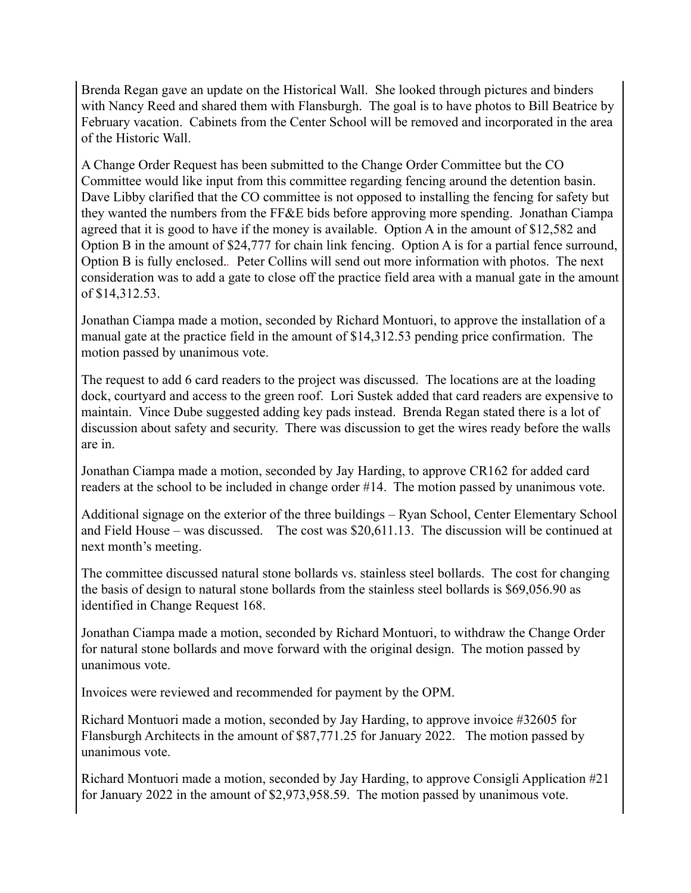Brenda Regan gave an update on the Historical Wall. She looked through pictures and binders with Nancy Reed and shared them with Flansburgh. The goal is to have photos to Bill Beatrice by February vacation. Cabinets from the Center School will be removed and incorporated in the area of the Historic Wall.

A Change Order Request has been submitted to the Change Order Committee but the CO Committee would like input from this committee regarding fencing around the detention basin. Dave Libby clarified that the CO committee is not opposed to installing the fencing for safety but they wanted the numbers from the FF&E bids before approving more spending. Jonathan Ciampa agreed that it is good to have if the money is available. Option A in the amount of $12,582 and Option B in the amount of $24,777 for chain link fencing. Option A is for a partial fence surround, Option B is fully enclosed.. Peter Collins will send out more information with photos. The next consideration was to add a gate to close off the practice field area with a manual gate in the amount of $14,312.53.

Jonathan Ciampa made a motion, seconded by Richard Montuori, to approve the installation of a manual gate at the practice field in the amount of $14,312.53 pending price confirmation. The motion passed by unanimous vote.

The request to add 6 card readers to the project was discussed. The locations are at the loading dock, courtyard and access to the green roof. Lori Sustek added that card readers are expensive to maintain. Vince Dube suggested adding key pads instead. Brenda Regan stated there is a lot of discussion about safety and security. There was discussion to get the wires ready before the walls are in.

Jonathan Ciampa made a motion, seconded by Jay Harding, to approve CR162 for added card readers at the school to be included in change order #14. The motion passed by unanimous vote.

Additional signage on the exterior of the three buildings – Ryan School, Center Elementary School and Field House – was discussed. The cost was $20,611.13. The discussion will be continued at next month's meeting.

The committee discussed natural stone bollards vs. stainless steel bollards. The cost for changing the basis of design to natural stone bollards from the stainless steel bollards is $69,056.90 as identified in Change Request 168.

Jonathan Ciampa made a motion, seconded by Richard Montuori, to withdraw the Change Order for natural stone bollards and move forward with the original design. The motion passed by unanimous vote.

Invoices were reviewed and recommended for payment by the OPM.

Richard Montuori made a motion, seconded by Jay Harding, to approve invoice #32605 for Flansburgh Architects in the amount of $87,771.25 for January 2022. The motion passed by unanimous vote.

Richard Montuori made a motion, seconded by Jay Harding, to approve Consigli Application #21 for January 2022 in the amount of $2,973,958.59. The motion passed by unanimous vote.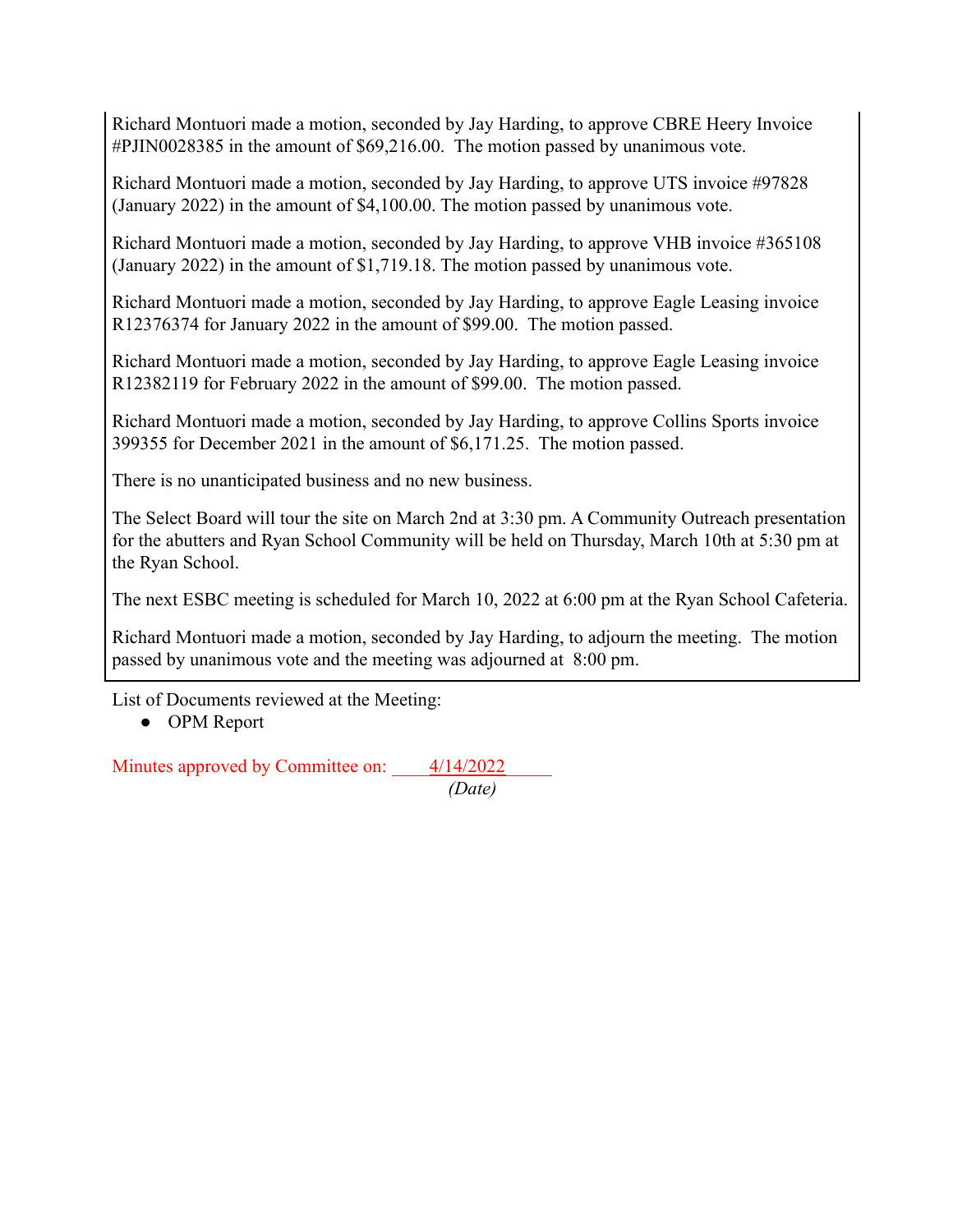Richard Montuori made a motion, seconded by Jay Harding, to approve CBRE Heery Invoice #PJIN0028385 in the amount of $69,216.00. The motion passed by unanimous vote.

Richard Montuori made a motion, seconded by Jay Harding, to approve UTS invoice #97828 (January 2022) in the amount of $4,100.00. The motion passed by unanimous vote.

Richard Montuori made a motion, seconded by Jay Harding, to approve VHB invoice #365108 (January 2022) in the amount of $1,719.18. The motion passed by unanimous vote.

Richard Montuori made a motion, seconded by Jay Harding, to approve Eagle Leasing invoice R12376374 for January 2022 in the amount of $99.00. The motion passed.

Richard Montuori made a motion, seconded by Jay Harding, to approve Eagle Leasing invoice R12382119 for February 2022 in the amount of $99.00. The motion passed.

Richard Montuori made a motion, seconded by Jay Harding, to approve Collins Sports invoice 399355 for December 2021 in the amount of $6,171.25. The motion passed.

There is no unanticipated business and no new business.

The Select Board will tour the site on March 2nd at 3:30 pm. A Community Outreach presentation for the abutters and Ryan School Community will be held on Thursday, March 10th at 5:30 pm at the Ryan School.

The next ESBC meeting is scheduled for March 10, 2022 at 6:00 pm at the Ryan School Cafeteria.

Richard Montuori made a motion, seconded by Jay Harding, to adjourn the meeting. The motion passed by unanimous vote and the meeting was adjourned at 8:00 pm.

List of Documents reviewed at the Meeting:

- OPM Report

Minutes approved by Committee on: 4/14/2022
*(Date)*